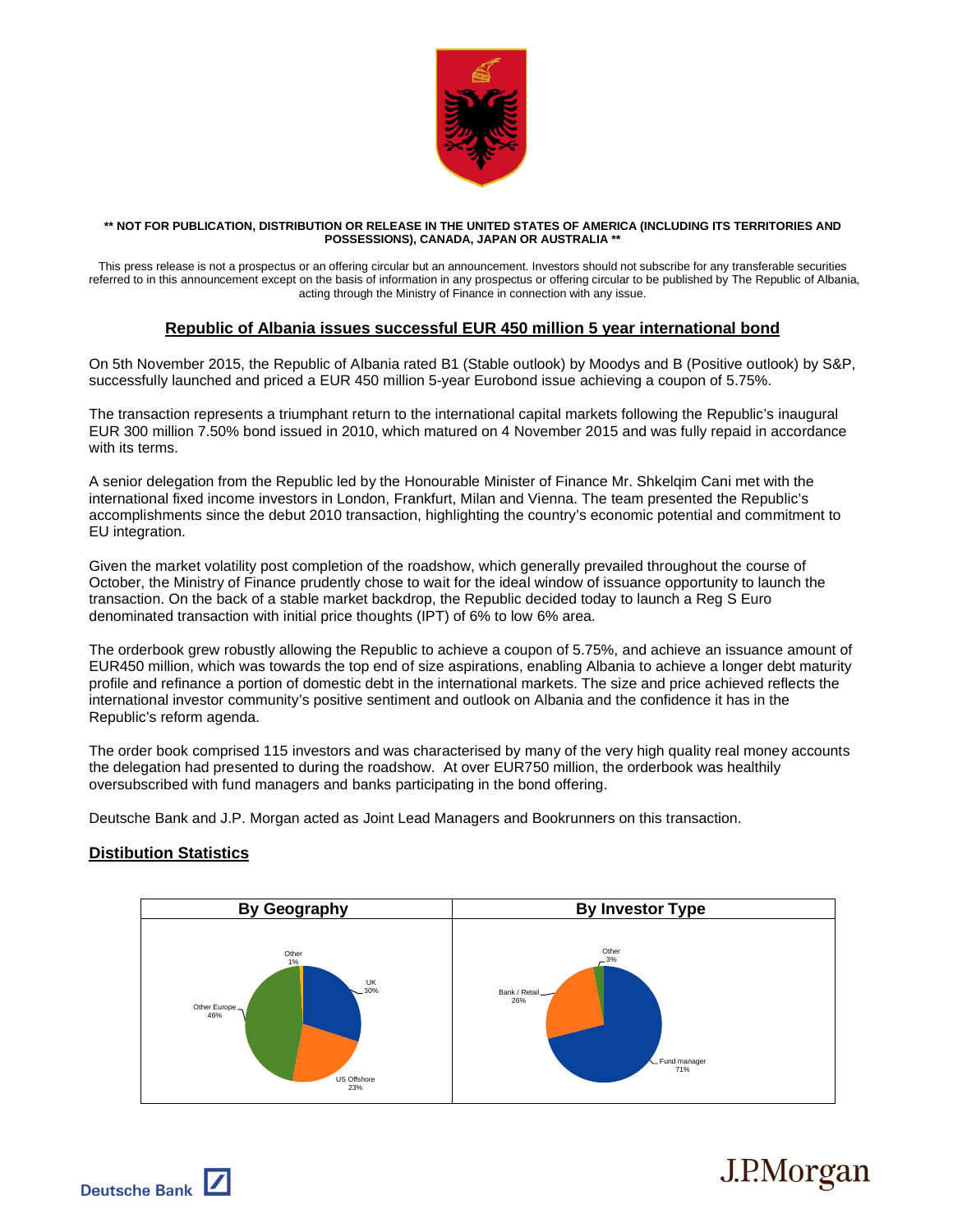**\*\* NOT FOR PUBLICATION, DISTRIBUTION OR RELEASE IN THE UNITED STATES OF AMERICA (INCLUDING ITS TERRITORIES AND POSSESSIONS), CANADA, JAPAN OR AUSTRALIA \*\***

This press release is not a prospectus or an offering circular but an announcement. Investors should not subscribe for any transferable securities referred to in this announcement except on the basis of information in any prospectus or offering circular to be published by The Republic of Albania, acting through the Ministry of Finance in connection with any issue.

## Republic of Albania issues successful EUR 450 million 5 year international bond

On 5th November 2015, the Republic of Albania rated B1 (Stable outlook) by Moodys and B (Positive outlook) by S&P, successfully launched and priced a EUR 450 million 5-year Eurobond issue achieving a coupon of 5.75%.

The transaction represents a triumphant return to the international capital markets following the Republic's inaugural EUR 300 million 7.50% bond issued in 2010, which matured on 4 November 2015 and was fully repaid in accordance with its terms.

A senior delegation from the Republic led by the Honourable Minister of Finance Mr. Shkelqim Cani met with the international fixed income investors in London, Frankfurt, Milan and Vienna. The team presented the Republic's accomplishments since the debut 2010 transaction, highlighting the country's economic potential and commitment to EU integration.

Given the market volatility post completion of the roadshow, which generally prevailed throughout the course of October, the Ministry of Finance prudently chose to wait for the ideal window of issuance opportunity to launch the transaction. On the back of a stable market backdrop, the Republic decided today to launch a Reg S Euro denominated transaction with initial price thoughts (IPT) of 6% to low 6% area.

The orderbook grew robustly allowing the Republic to achieve a coupon of 5.75%, and achieve an issuance amount of EUR450 million, which was towards the top end of size aspirations, enabling Albania to achieve a longer debt maturity profile and refinance a portion of domestic debt in the international markets. The size and price achieved reflects the international investor community's positive sentiment and outlook on Albania and the confidence it has in the Republic's reform agenda.

The order book comprised 115 investors and was characterised by many of the very high quality real money accounts the delegation had presented to during the roadshow. At over EUR750 million, the orderbook was healthily oversubscribed with fund managers and banks participating in the bond offering.

Deutsche Bank and J.P. Morgan acted as Joint Lead Managers and Bookrunners on this transaction.

### Distibution Statistics

| By Geography | | By Investor Type | |
|---|---|---|---|
| UK | 30% | Fund manager | 71% |
| US Offshore | 23% | Bank / Retail | 26% |
| Other Europe | 46% | Other | 3% |
| Other | 1% | | |

Deutsche Bank

J.P.Morgan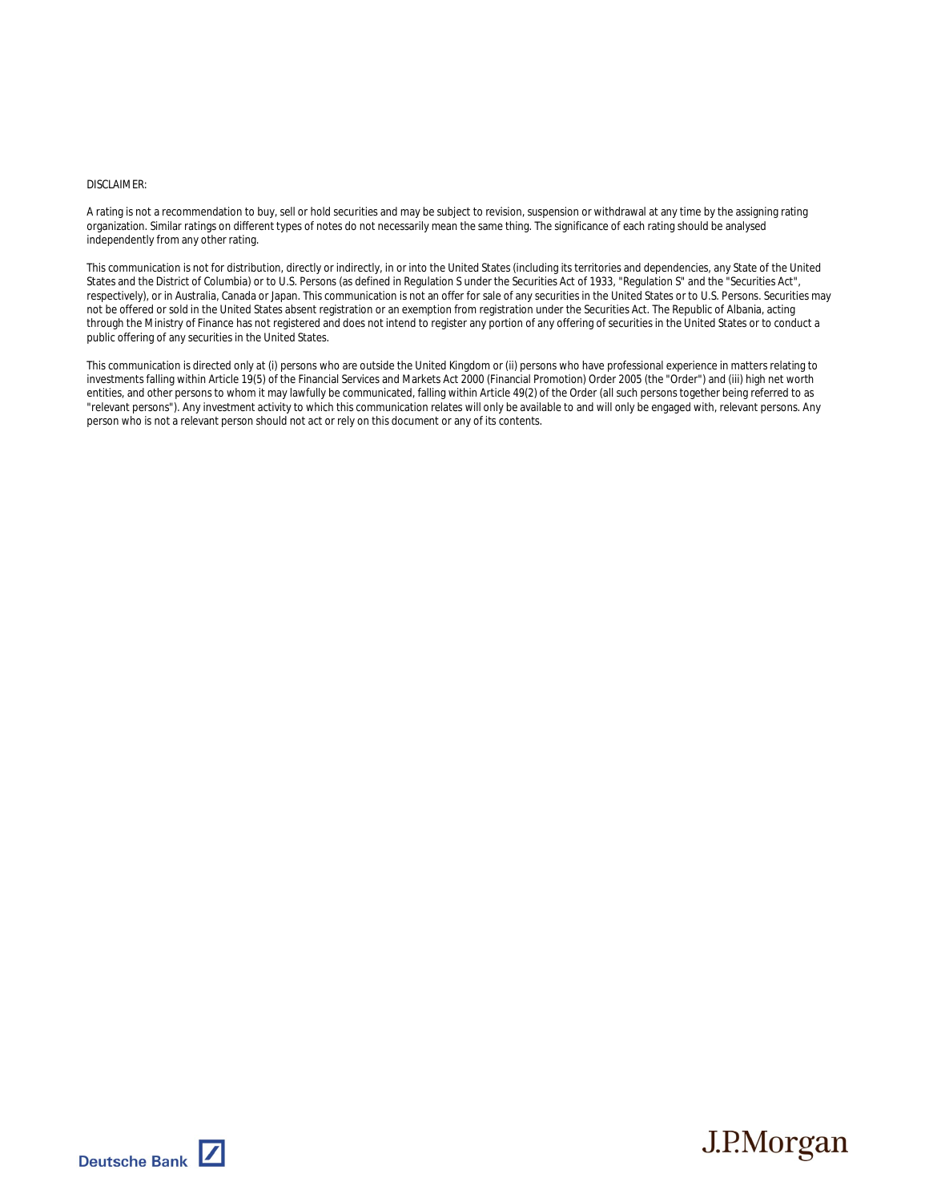DISCLAIMER:

A rating is not a recommendation to buy, sell or hold securities and may be subject to revision, suspension or withdrawal at any time by the assigning rating organization. Similar ratings on different types of notes do not necessarily mean the same thing. The significance of each rating should be analysed independently from any other rating.

This communication is not for distribution, directly or indirectly, in or into the United States (including its territories and dependencies, any State of the United States and the District of Columbia) or to U.S. Persons (as defined in Regulation S under the Securities Act of 1933, "Regulation S" and the "Securities Act", respectively), or in Australia, Canada or Japan. This communication is not an offer for sale of any securities in the United States or to U.S. Persons. Securities may not be offered or sold in the United States absent registration or an exemption from registration under the Securities Act. The Republic of Albania, acting through the Ministry of Finance has not registered and does not intend to register any portion of any offering of securities in the United States or to conduct a public offering of any securities in the United States.

This communication is directed only at (i) persons who are outside the United Kingdom or (ii) persons who have professional experience in matters relating to investments falling within Article 19(5) of the Financial Services and Markets Act 2000 (Financial Promotion) Order 2005 (the "Order") and (iii) high net worth entities, and other persons to whom it may lawfully be communicated, falling within Article 49(2) of the Order (all such persons together being referred to as "relevant persons"). Any investment activity to which this communication relates will only be available to and will only be engaged with, relevant persons. Any person who is not a relevant person should not act or rely on this document or any of its contents.

Deutsche Bank

J.P.Morgan